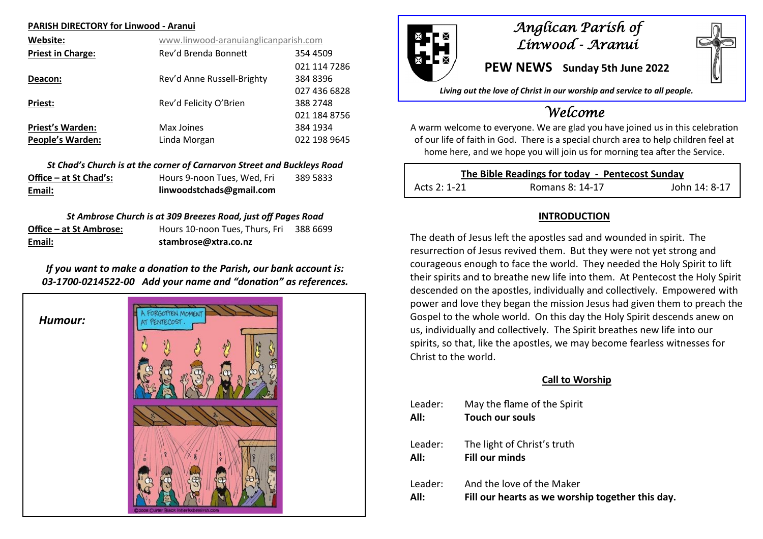**PARISH DIRECTORY for Linwood - Aranui**

| | | |
|---|---|---|
| **Website:** | www.linwood-aranuianglicanparish.com | |
| **Priest in Charge:** | Rev'd Brenda Bonnett | 354 4509<br>021 114 7286 |
| **Deacon:** | Rev'd Anne Russell-Brighty | 384 8396<br>027 436 6828 |
| **Priest:** | Rev'd Felicity O'Brien | 388 2748<br>021 184 8756 |
| **Priest's Warden:** | Max Joines | 384 1934 |
| **People's Warden:** | Linda Morgan | 022 198 9645 |

*St Chad's Church is at the corner of Carnarvon Street and Buckleys Road*

| | | |
|---|---|---|
| **Office – at St Chad's:** | Hours 9-noon Tues, Wed, Fri | 389 5833 |
| **Email:** | **linwoodstchads@gmail.com** | |

*St Ambrose Church is at 309 Breezes Road, just off Pages Road*

| | | |
|---|---|---|
| **Office – at St Ambrose:** | Hours 10-noon Tues, Thurs, Fri | 388 6699 |
| **Email:** | **stambrose@xtra.co.nz** | |

***If you want to make a donation to the Parish, our bank account is: 03-1700-0214522-00 Add your name and "donation" as references.***

***Humour:***

# *Anglican Parish of Linwood - Aranui*

## PEW NEWS Sunday 5th June 2022

***Living out the love of Christ in our worship and service to all people.***

# *Welcome*

A warm welcome to everyone. We are glad you have joined us in this celebration of our life of faith in God. There is a special church area to help children feel at home here, and we hope you will join us for morning tea after the Service.

| **The Bible Readings for today - Pentecost Sunday** | | |
|---|---|---|
| Acts 2: 1-21 | Romans 8: 14-17 | John 14: 8-17 |

### INTRODUCTION

The death of Jesus left the apostles sad and wounded in spirit. The resurrection of Jesus revived them. But they were not yet strong and courageous enough to face the world. They needed the Holy Spirit to lift their spirits and to breathe new life into them. At Pentecost the Holy Spirit descended on the apostles, individually and collectively. Empowered with power and love they began the mission Jesus had given them to preach the Gospel to the whole world. On this day the Holy Spirit descends anew on us, individually and collectively. The Spirit breathes new life into our spirits, so that, like the apostles, we may become fearless witnesses for Christ to the world.

### Call to Worship

Leader: May the flame of the Spirit
**All: Touch our souls**

Leader: The light of Christ's truth
**All: Fill our minds**

Leader: And the love of the Maker
**All: Fill our hearts as we worship together this day.**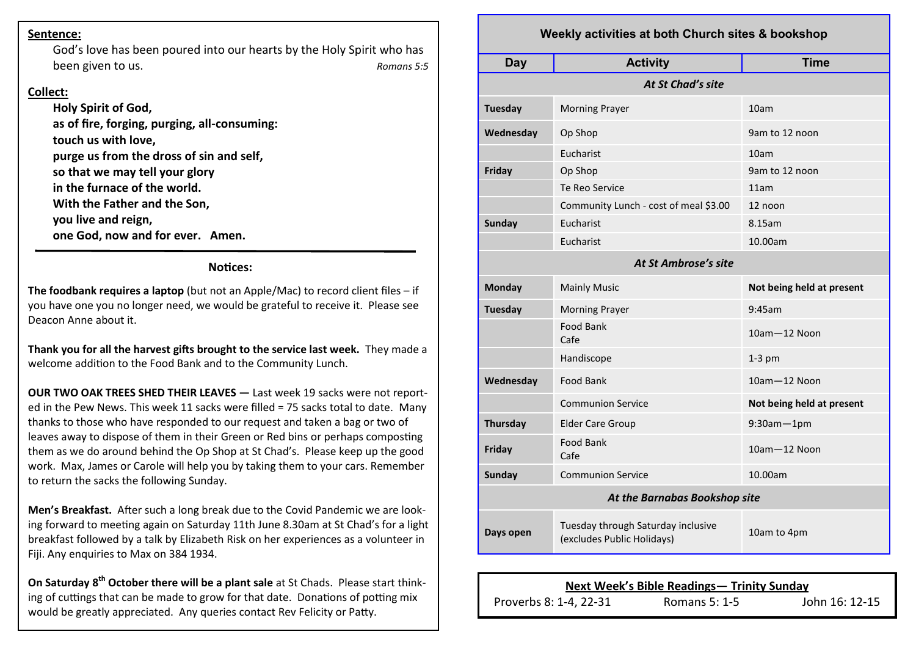**Sentence:**

God's love has been poured into our hearts by the Holy Spirit who has been given to us. *Romans 5:5*

**Collect:**

**Holy Spirit of God,**
**as of fire, forging, purging, all-consuming:**
**touch us with love,**
**purge us from the dross of sin and self,**
**so that we may tell your glory**
**in the furnace of the world.**
**With the Father and the Son,**
**you live and reign,**
**one God, now and for ever. Amen.**

---

**Notices:**

**The foodbank requires a laptop** (but not an Apple/Mac) to record client files – if you have one you no longer need, we would be grateful to receive it. Please see Deacon Anne about it.

**Thank you for all the harvest gifts brought to the service last week.** They made a welcome addition to the Food Bank and to the Community Lunch.

**OUR TWO OAK TREES SHED THEIR LEAVES —** Last week 19 sacks were not reported in the Pew News. This week 11 sacks were filled = 75 sacks total to date. Many thanks to those who have responded to our request and taken a bag or two of leaves away to dispose of them in their Green or Red bins or perhaps composting them as we do around behind the Op Shop at St Chad's. Please keep up the good work. Max, James or Carole will help you by taking them to your cars. Remember to return the sacks the following Sunday.

**Men's Breakfast.** After such a long break due to the Covid Pandemic we are looking forward to meeting again on Saturday 11th June 8.30am at St Chad's for a light breakfast followed by a talk by Elizabeth Risk on her experiences as a volunteer in Fiji. Any enquiries to Max on 384 1934.

**On Saturday 8th October there will be a plant sale** at St Chads. Please start thinking of cuttings that can be made to grow for that date. Donations of potting mix would be greatly appreciated. Any queries contact Rev Felicity or Patty.

**Weekly activities at both Church sites & bookshop**

| Day | Activity | Time |
|---|---|---|
| ***At St Chad's site*** | | |
| **Tuesday** | Morning Prayer | 10am |
| **Wednesday** | Op Shop | 9am to 12 noon |
| | Eucharist | 10am |
| **Friday** | Op Shop | 9am to 12 noon |
| | Te Reo Service | 11am |
| | Community Lunch - cost of meal $3.00 | 12 noon |
| **Sunday** | Eucharist | 8.15am |
| | Eucharist | 10.00am |
| ***At St Ambrose's site*** | | |
| **Monday** | Mainly Music | **Not being held at present** |
| **Tuesday** | Morning Prayer | 9:45am |
| | Food Bank Cafe | 10am—12 Noon |
| | Handiscope | 1-3 pm |
| **Wednesday** | Food Bank | 10am—12 Noon |
| | Communion Service | **Not being held at present** |
| **Thursday** | Elder Care Group | 9:30am—1pm |
| **Friday** | Food Bank Cafe | 10am—12 Noon |
| **Sunday** | Communion Service | 10.00am |
| ***At the Barnabas Bookshop site*** | | |
| **Days open** | Tuesday through Saturday inclusive (excludes Public Holidays) | 10am to 4pm |

**Next Week's Bible Readings— Trinity Sunday**

Proverbs 8: 1-4, 22-31 Romans 5: 1-5 John 16: 12-15